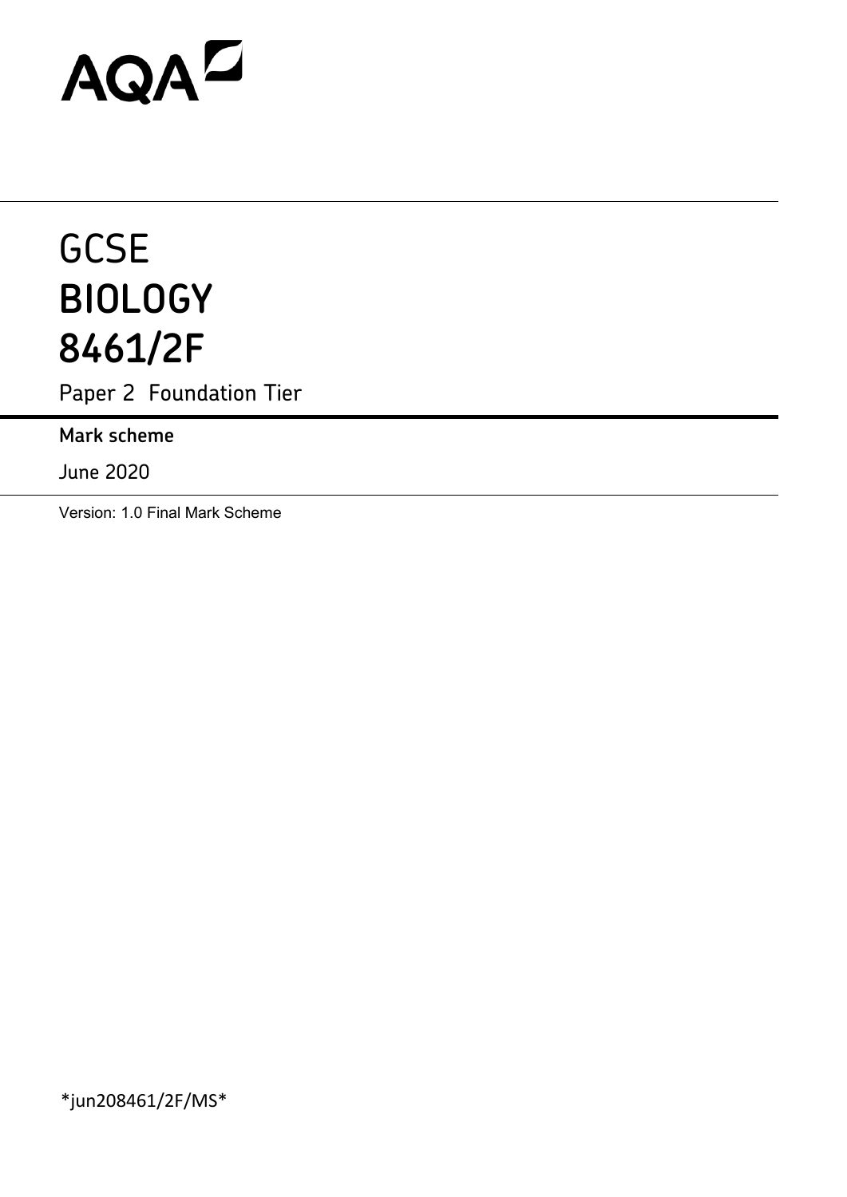AQA

# GCSE
# BIOLOGY
# 8461/2F

Paper 2 Foundation Tier

**Mark scheme**

June 2020

Version: 1.0 Final Mark Scheme

*jun208461/2F/MS*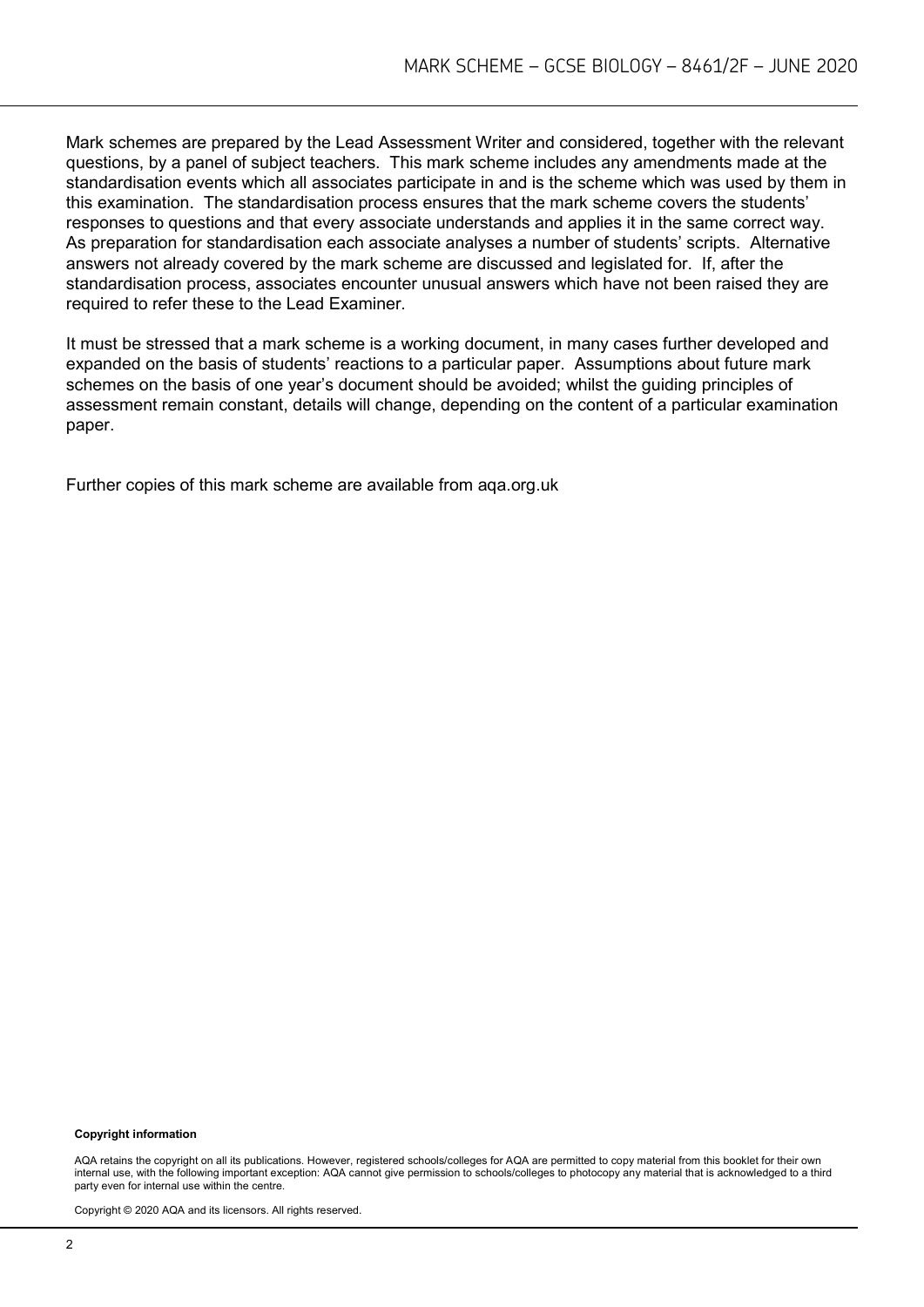Mark schemes are prepared by the Lead Assessment Writer and considered, together with the relevant questions, by a panel of subject teachers. This mark scheme includes any amendments made at the standardisation events which all associates participate in and is the scheme which was used by them in this examination. The standardisation process ensures that the mark scheme covers the students' responses to questions and that every associate understands and applies it in the same correct way. As preparation for standardisation each associate analyses a number of students' scripts. Alternative answers not already covered by the mark scheme are discussed and legislated for. If, after the standardisation process, associates encounter unusual answers which have not been raised they are required to refer these to the Lead Examiner.

It must be stressed that a mark scheme is a working document, in many cases further developed and expanded on the basis of students' reactions to a particular paper. Assumptions about future mark schemes on the basis of one year's document should be avoided; whilst the guiding principles of assessment remain constant, details will change, depending on the content of a particular examination paper.

Further copies of this mark scheme are available from aqa.org.uk

**Copyright information**

AQA retains the copyright on all its publications. However, registered schools/colleges for AQA are permitted to copy material from this booklet for their own internal use, with the following important exception: AQA cannot give permission to schools/colleges to photocopy any material that is acknowledged to a third party even for internal use within the centre.

Copyright © 2020 AQA and its licensors. All rights reserved.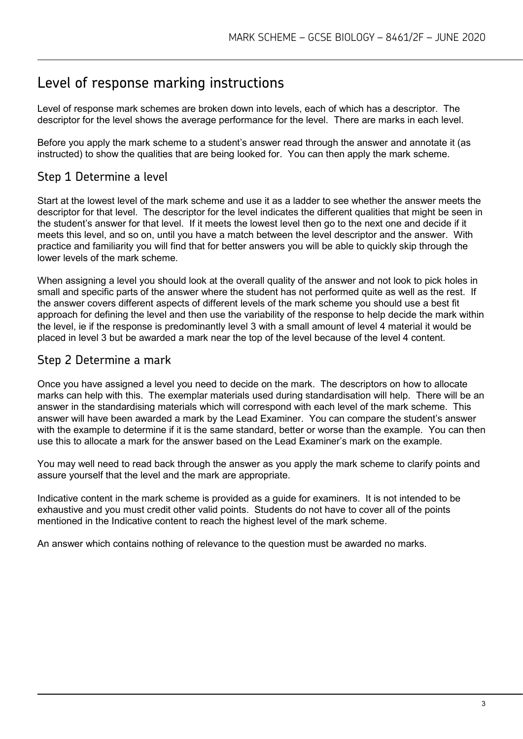# Level of response marking instructions

Level of response mark schemes are broken down into levels, each of which has a descriptor. The descriptor for the level shows the average performance for the level. There are marks in each level.

Before you apply the mark scheme to a student's answer read through the answer and annotate it (as instructed) to show the qualities that are being looked for. You can then apply the mark scheme.

## Step 1 Determine a level

Start at the lowest level of the mark scheme and use it as a ladder to see whether the answer meets the descriptor for that level. The descriptor for the level indicates the different qualities that might be seen in the student's answer for that level. If it meets the lowest level then go to the next one and decide if it meets this level, and so on, until you have a match between the level descriptor and the answer. With practice and familiarity you will find that for better answers you will be able to quickly skip through the lower levels of the mark scheme.

When assigning a level you should look at the overall quality of the answer and not look to pick holes in small and specific parts of the answer where the student has not performed quite as well as the rest. If the answer covers different aspects of different levels of the mark scheme you should use a best fit approach for defining the level and then use the variability of the response to help decide the mark within the level, ie if the response is predominantly level 3 with a small amount of level 4 material it would be placed in level 3 but be awarded a mark near the top of the level because of the level 4 content.

## Step 2 Determine a mark

Once you have assigned a level you need to decide on the mark. The descriptors on how to allocate marks can help with this. The exemplar materials used during standardisation will help. There will be an answer in the standardising materials which will correspond with each level of the mark scheme. This answer will have been awarded a mark by the Lead Examiner. You can compare the student's answer with the example to determine if it is the same standard, better or worse than the example. You can then use this to allocate a mark for the answer based on the Lead Examiner's mark on the example.

You may well need to read back through the answer as you apply the mark scheme to clarify points and assure yourself that the level and the mark are appropriate.

Indicative content in the mark scheme is provided as a guide for examiners. It is not intended to be exhaustive and you must credit other valid points. Students do not have to cover all of the points mentioned in the Indicative content to reach the highest level of the mark scheme.

An answer which contains nothing of relevance to the question must be awarded no marks.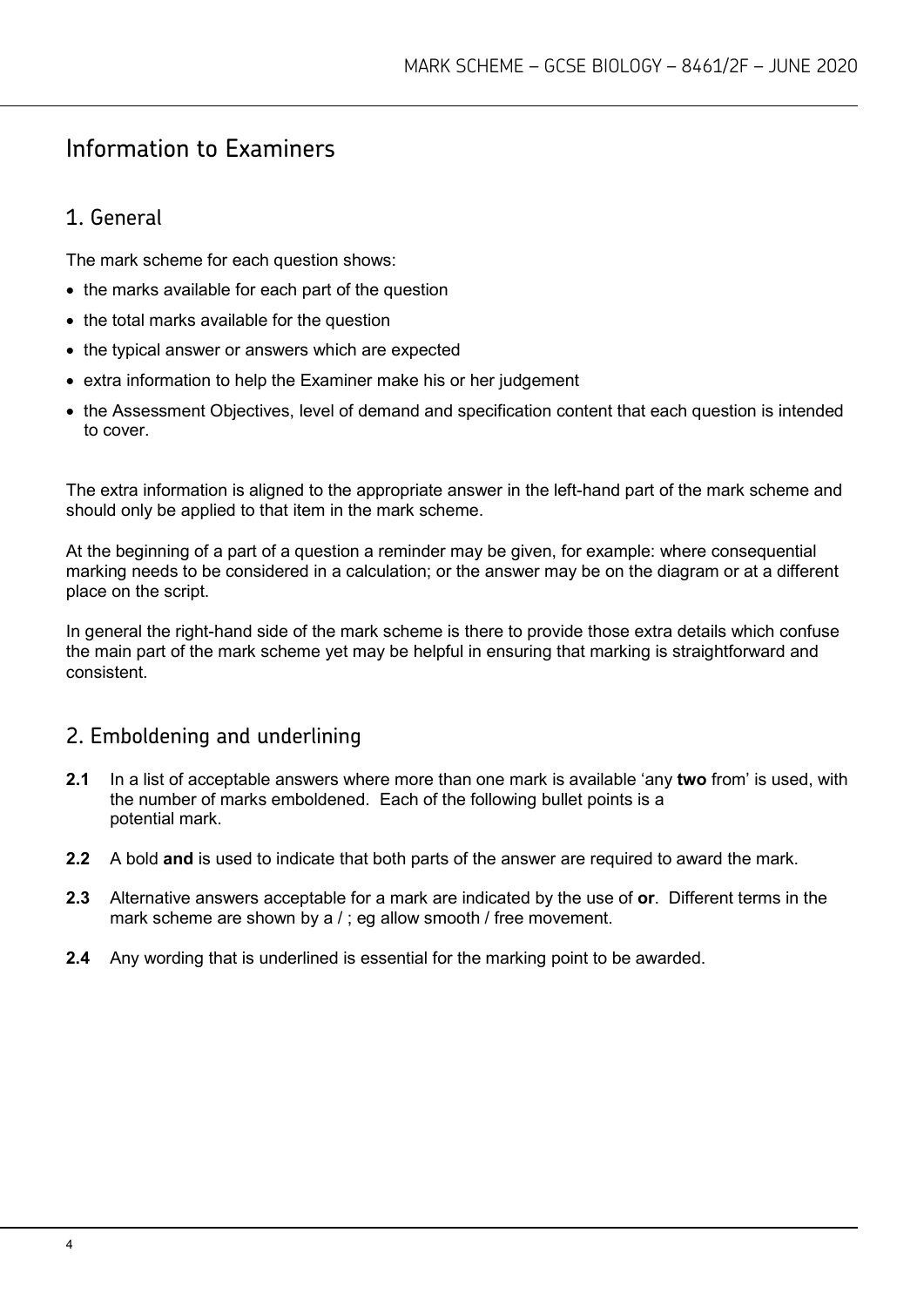# Information to Examiners

## 1. General

The mark scheme for each question shows:

- the marks available for each part of the question
- the total marks available for the question
- the typical answer or answers which are expected
- extra information to help the Examiner make his or her judgement
- the Assessment Objectives, level of demand and specification content that each question is intended to cover.

The extra information is aligned to the appropriate answer in the left-hand part of the mark scheme and should only be applied to that item in the mark scheme.

At the beginning of a part of a question a reminder may be given, for example: where consequential marking needs to be considered in a calculation; or the answer may be on the diagram or at a different place on the script.

In general the right-hand side of the mark scheme is there to provide those extra details which confuse the main part of the mark scheme yet may be helpful in ensuring that marking is straightforward and consistent.

## 2. Emboldening and underlining

**2.1** In a list of acceptable answers where more than one mark is available 'any **two** from' is used, with the number of marks emboldened. Each of the following bullet points is a potential mark.

**2.2** A bold **and** is used to indicate that both parts of the answer are required to award the mark.

**2.3** Alternative answers acceptable for a mark are indicated by the use of **or**. Different terms in the mark scheme are shown by a / ; eg allow smooth / free movement.

**2.4** Any wording that is underlined is essential for the marking point to be awarded.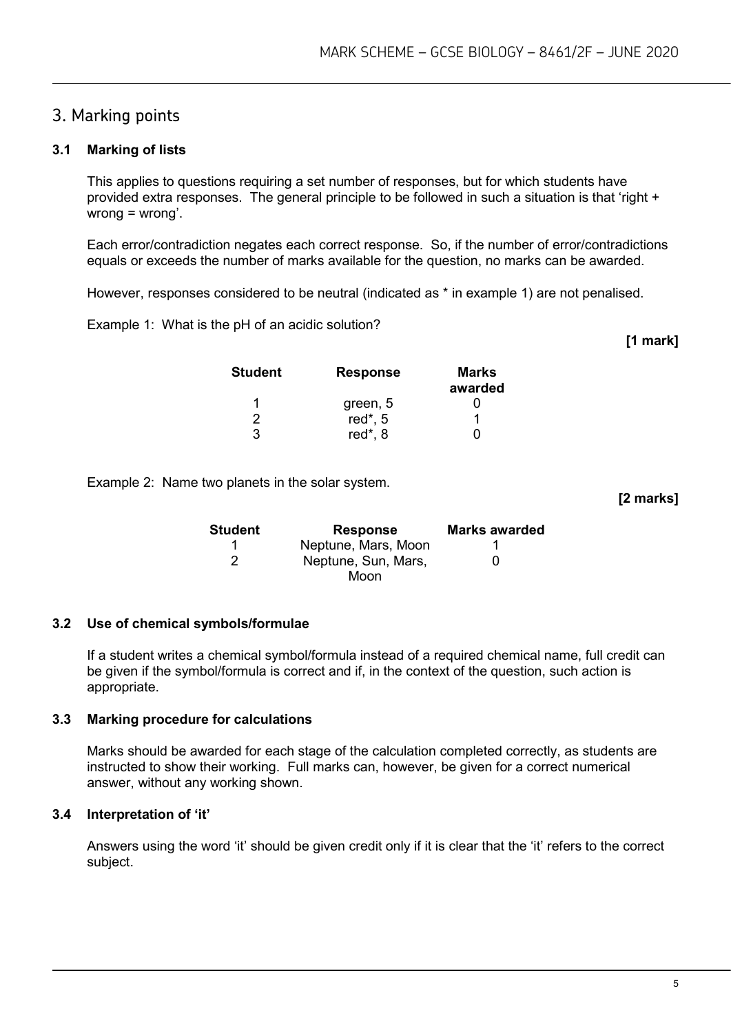## 3. Marking points

### 3.1 Marking of lists

This applies to questions requiring a set number of responses, but for which students have provided extra responses. The general principle to be followed in such a situation is that 'right + wrong = wrong'.

Each error/contradiction negates each correct response. So, if the number of error/contradictions equals or exceeds the number of marks available for the question, no marks can be awarded.

However, responses considered to be neutral (indicated as * in example 1) are not penalised.

Example 1: What is the pH of an acidic solution?

**[1 mark]**

| Student | Response | Marks awarded |
|---|---|---|
| 1 | green, 5 | 0 |
| 2 | red*, 5 | 1 |
| 3 | red*, 8 | 0 |

Example 2: Name two planets in the solar system.

**[2 marks]**

| Student | Response | Marks awarded |
|---|---|---|
| 1 | Neptune, Mars, Moon | 1 |
| 2 | Neptune, Sun, Mars, Moon | 0 |

### 3.2 Use of chemical symbols/formulae

If a student writes a chemical symbol/formula instead of a required chemical name, full credit can be given if the symbol/formula is correct and if, in the context of the question, such action is appropriate.

### 3.3 Marking procedure for calculations

Marks should be awarded for each stage of the calculation completed correctly, as students are instructed to show their working. Full marks can, however, be given for a correct numerical answer, without any working shown.

### 3.4 Interpretation of 'it'

Answers using the word 'it' should be given credit only if it is clear that the 'it' refers to the correct subject.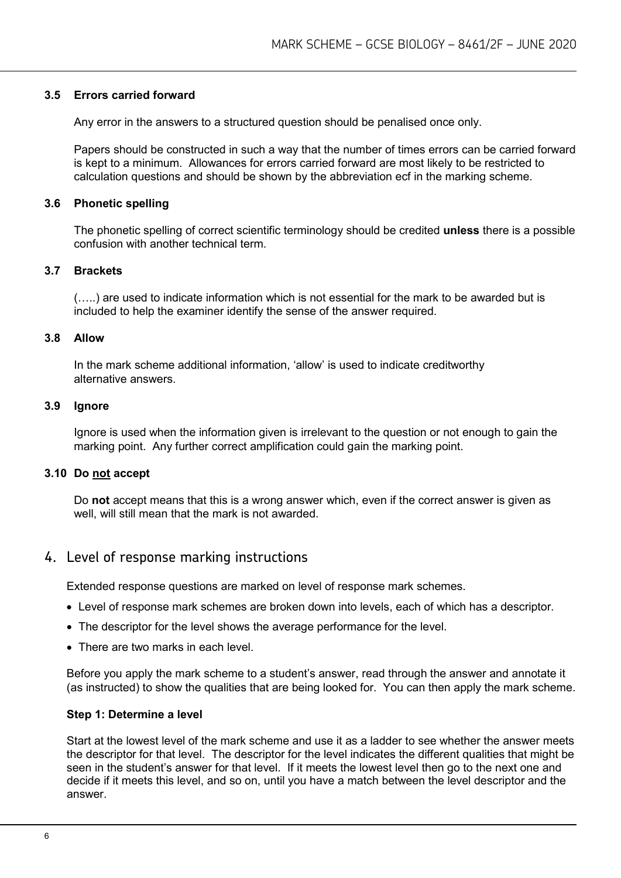### 3.5 Errors carried forward

Any error in the answers to a structured question should be penalised once only.

Papers should be constructed in such a way that the number of times errors can be carried forward is kept to a minimum. Allowances for errors carried forward are most likely to be restricted to calculation questions and should be shown by the abbreviation ecf in the marking scheme.

### 3.6 Phonetic spelling

The phonetic spelling of correct scientific terminology should be credited **unless** there is a possible confusion with another technical term.

### 3.7 Brackets

(…..) are used to indicate information which is not essential for the mark to be awarded but is included to help the examiner identify the sense of the answer required.

### 3.8 Allow

In the mark scheme additional information, 'allow' is used to indicate creditworthy alternative answers.

### 3.9 Ignore

Ignore is used when the information given is irrelevant to the question or not enough to gain the marking point. Any further correct amplification could gain the marking point.

### 3.10 Do not accept

Do **not** accept means that this is a wrong answer which, even if the correct answer is given as well, will still mean that the mark is not awarded.

## 4. Level of response marking instructions

Extended response questions are marked on level of response mark schemes.

- Level of response mark schemes are broken down into levels, each of which has a descriptor.
- The descriptor for the level shows the average performance for the level.
- There are two marks in each level.

Before you apply the mark scheme to a student's answer, read through the answer and annotate it (as instructed) to show the qualities that are being looked for. You can then apply the mark scheme.

**Step 1: Determine a level**

Start at the lowest level of the mark scheme and use it as a ladder to see whether the answer meets the descriptor for that level. The descriptor for the level indicates the different qualities that might be seen in the student's answer for that level. If it meets the lowest level then go to the next one and decide if it meets this level, and so on, until you have a match between the level descriptor and the answer.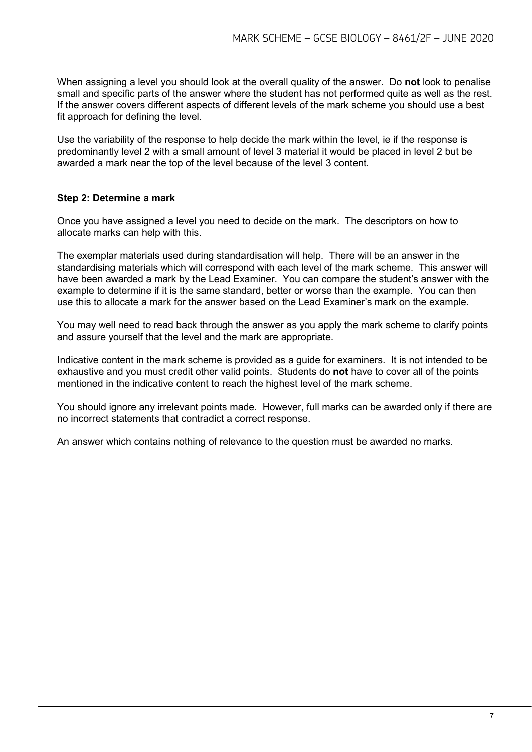When assigning a level you should look at the overall quality of the answer. Do **not** look to penalise small and specific parts of the answer where the student has not performed quite as well as the rest. If the answer covers different aspects of different levels of the mark scheme you should use a best fit approach for defining the level.

Use the variability of the response to help decide the mark within the level, ie if the response is predominantly level 2 with a small amount of level 3 material it would be placed in level 2 but be awarded a mark near the top of the level because of the level 3 content.

**Step 2: Determine a mark**

Once you have assigned a level you need to decide on the mark. The descriptors on how to allocate marks can help with this.

The exemplar materials used during standardisation will help. There will be an answer in the standardising materials which will correspond with each level of the mark scheme. This answer will have been awarded a mark by the Lead Examiner. You can compare the student's answer with the example to determine if it is the same standard, better or worse than the example. You can then use this to allocate a mark for the answer based on the Lead Examiner's mark on the example.

You may well need to read back through the answer as you apply the mark scheme to clarify points and assure yourself that the level and the mark are appropriate.

Indicative content in the mark scheme is provided as a guide for examiners. It is not intended to be exhaustive and you must credit other valid points. Students do **not** have to cover all of the points mentioned in the indicative content to reach the highest level of the mark scheme.

You should ignore any irrelevant points made. However, full marks can be awarded only if there are no incorrect statements that contradict a correct response.

An answer which contains nothing of relevance to the question must be awarded no marks.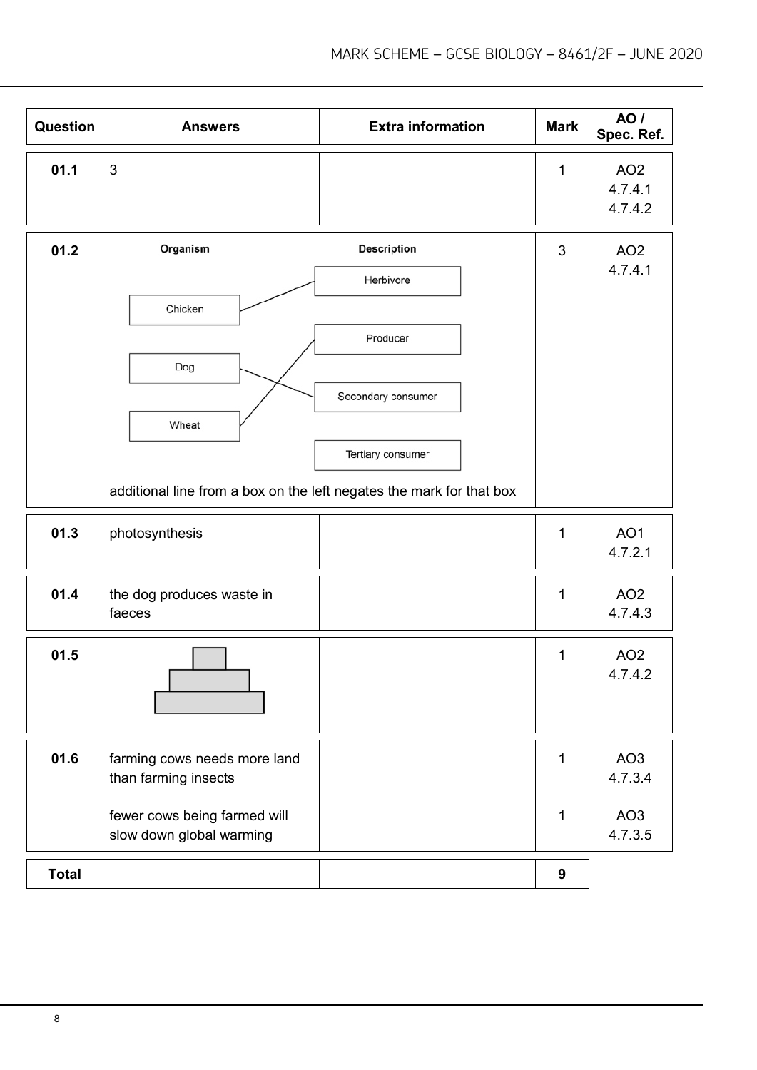| Question | Answers | Extra information | Mark | AO / Spec. Ref. |
|---|---|---|---|---|
| 01.1 | 3 | | 1 | AO2 4.7.4.1 4.7.4.2 |
| 01.2 | Organism – Description: Chicken – Herbivore; Dog – Secondary consumer; Wheat – Producer (Tertiary consumer not used) <br><br> additional line from a box on the left negates the mark for that box | | 3 | AO2 4.7.4.1 |
| 01.3 | photosynthesis | | 1 | AO1 4.7.2.1 |
| 01.4 | the dog produces waste in faeces | | 1 | AO2 4.7.4.3 |
| 01.5 | [pyramid diagram: three stacked bars, widest at bottom, narrowest at top] | | 1 | AO2 4.7.4.2 |
| 01.6 | farming cows needs more land than farming insects | | 1 | AO3 4.7.3.4 |
| | fewer cows being farmed will slow down global warming | | 1 | AO3 4.7.3.5 |
| Total | | | 9 | |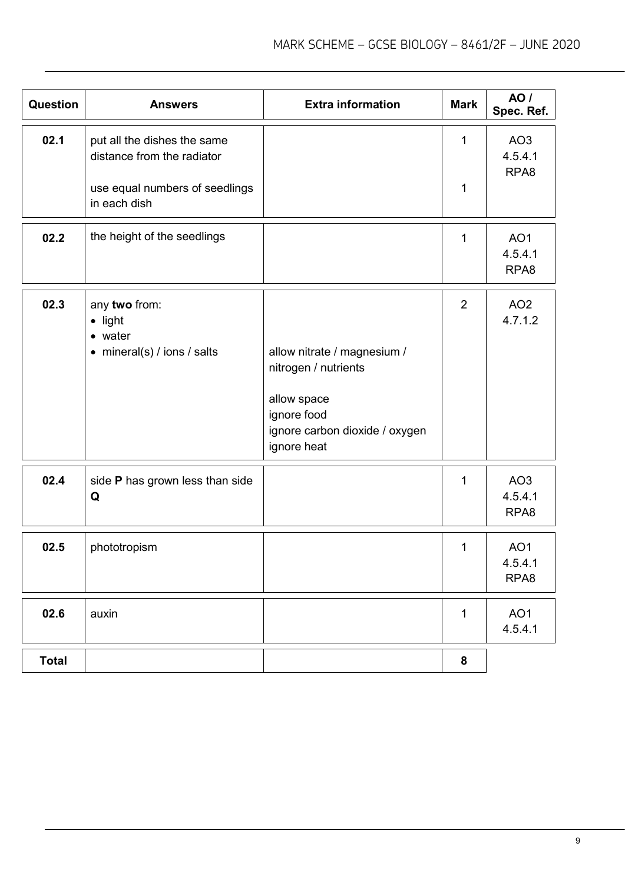| Question | Answers | Extra information | Mark | AO / Spec. Ref. |
|---|---|---|---|---|
| 02.1 | put all the dishes the same distance from the radiator<br><br>use equal numbers of seedlings in each dish | | 1<br><br>1 | AO3<br>4.5.4.1<br>RPA8 |
| 02.2 | the height of the seedlings | | 1 | AO1<br>4.5.4.1<br>RPA8 |
| 02.3 | any **two** from:<br>• light<br>• water<br>• mineral(s) / ions / salts | allow nitrate / magnesium / nitrogen / nutrients<br><br>allow space<br>ignore food<br>ignore carbon dioxide / oxygen<br>ignore heat | 2 | AO2<br>4.7.1.2 |
| 02.4 | side **P** has grown less than side **Q** | | 1 | AO3<br>4.5.4.1<br>RPA8 |
| 02.5 | phototropism | | 1 | AO1<br>4.5.4.1<br>RPA8 |
| 02.6 | auxin | | 1 | AO1<br>4.5.4.1 |
| **Total** | | | **8** | |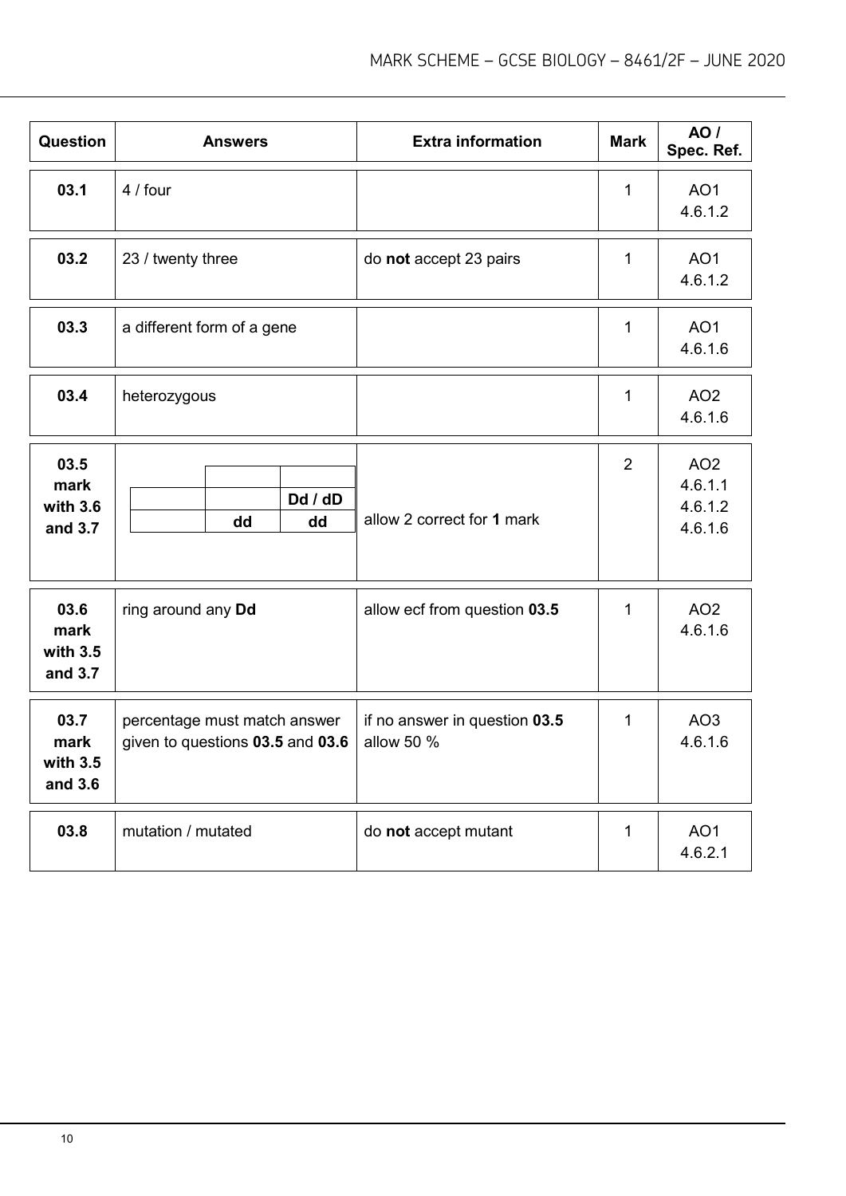| Question | Answers | Extra information | Mark | AO / Spec. Ref. |
|---|---|---|---|---|
| 03.1 | 4 / four | | 1 | AO1 4.6.1.2 |
| 03.2 | 23 / twenty three | do **not** accept 23 pairs | 1 | AO1 4.6.1.2 |
| 03.3 | a different form of a gene | | 1 | AO1 4.6.1.6 |
| 03.4 | heterozygous | | 1 | AO2 4.6.1.6 |
| 03.5 mark with 3.6 and 3.7 | (Punnett square: row 1: blank, blank; row 2: blank, **Dd / dD**; row 3: **dd**, **dd**) | allow 2 correct for **1** mark | 2 | AO2 4.6.1.1 4.6.1.2 4.6.1.6 |
| 03.6 mark with 3.5 and 3.7 | ring around any **Dd** | allow ecf from question **03.5** | 1 | AO2 4.6.1.6 |
| 03.7 mark with 3.5 and 3.6 | percentage must match answer given to questions **03.5** and **03.6** | if no answer in question **03.5** allow 50 % | 1 | AO3 4.6.1.6 |
| 03.8 | mutation / mutated | do **not** accept mutant | 1 | AO1 4.6.2.1 |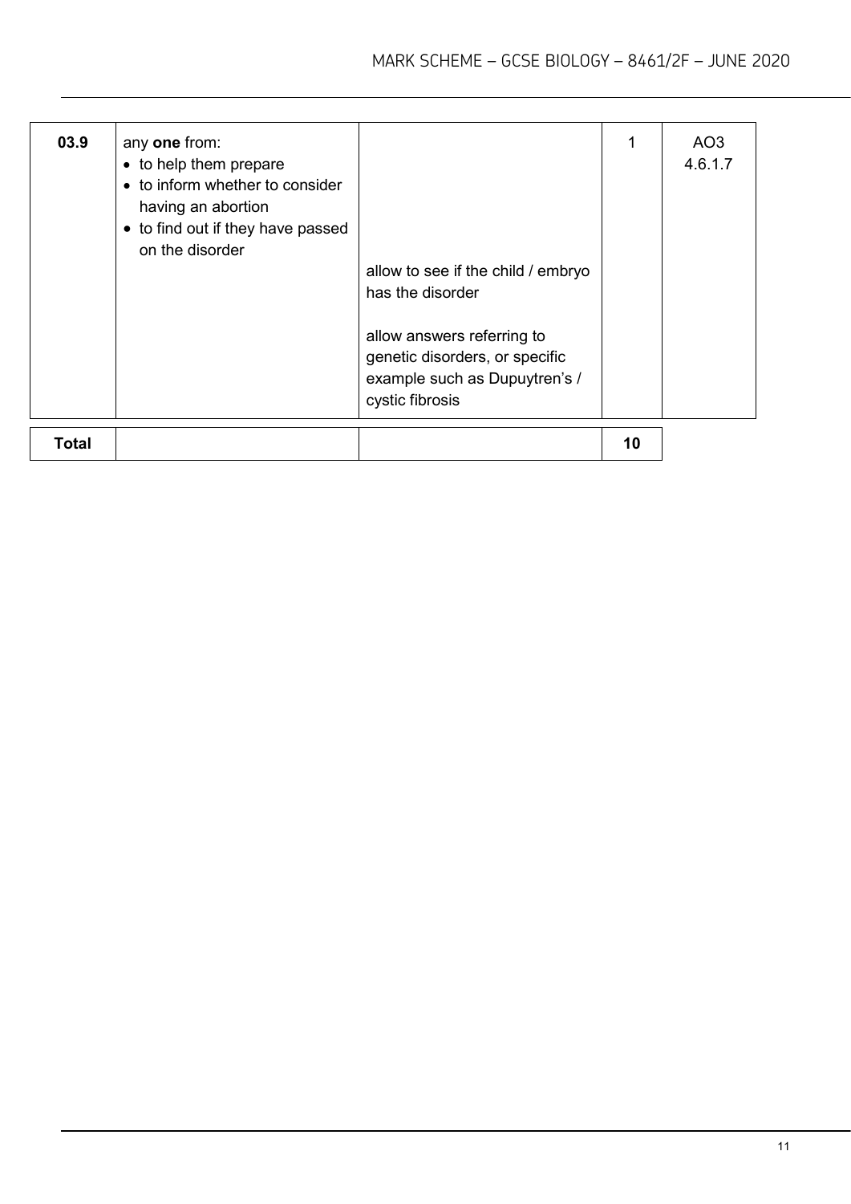| 03.9 | any **one** from:<br>• to help them prepare<br>• to inform whether to consider having an abortion<br>• to find out if they have passed on the disorder | allow to see if the child / embryo has the disorder<br><br>allow answers referring to genetic disorders, or specific example such as Dupuytren's / cystic fibrosis | 1 | AO3<br>4.6.1.7 |
|---|---|---|---|---|
| **Total** | | | **10** | |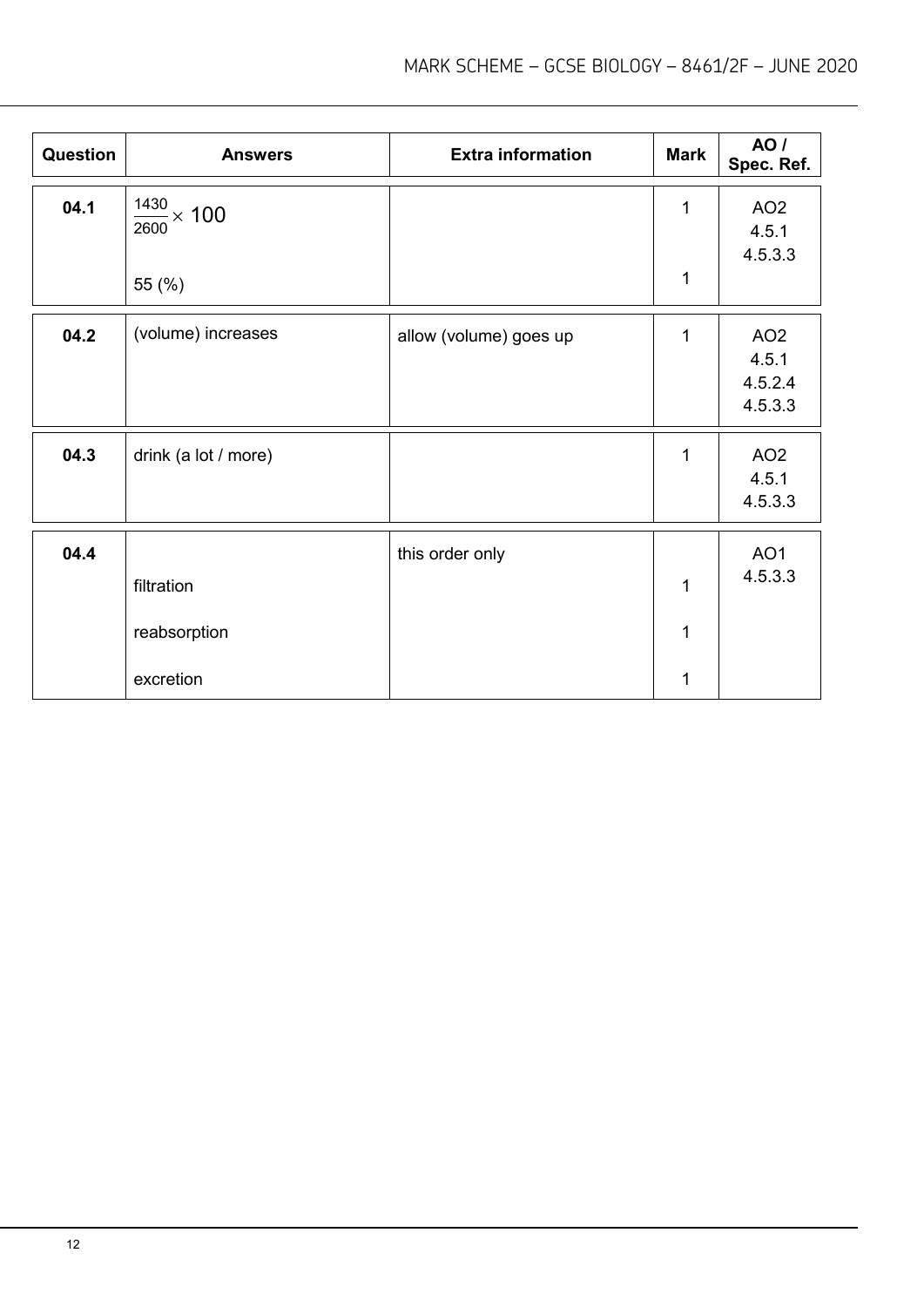| Question | Answers | Extra information | Mark | AO / Spec. Ref. |
|---|---|---|---|---|
| 04.1 | $\frac{1430}{2600} \times 100$ | | 1 | AO2<br>4.5.1<br>4.5.3.3 |
| | 55 (%) | | 1 | |
| 04.2 | (volume) increases | allow (volume) goes up | 1 | AO2<br>4.5.1<br>4.5.2.4<br>4.5.3.3 |
| 04.3 | drink (a lot / more) | | 1 | AO2<br>4.5.1<br>4.5.3.3 |
| 04.4 | | this order only | | AO1<br>4.5.3.3 |
| | filtration | | 1 | |
| | reabsorption | | 1 | |
| | excretion | | 1 | |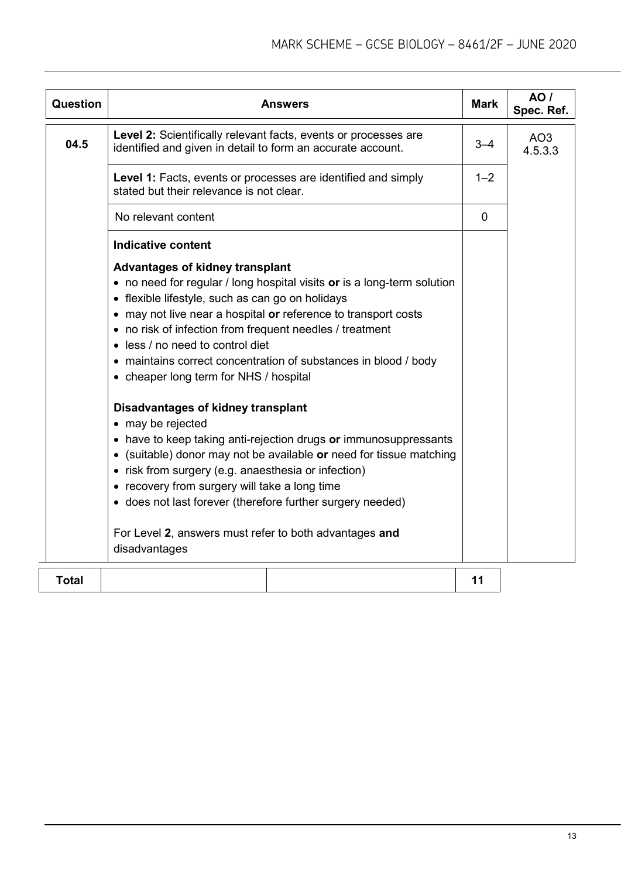| Question | Answers | Mark | AO / Spec. Ref. |
|---|---|---|---|
| 04.5 | **Level 2:** Scientifically relevant facts, events or processes are identified and given in detail to form an accurate account. | 3–4 | AO3 4.5.3.3 |
| | **Level 1:** Facts, events or processes are identified and simply stated but their relevance is not clear. | 1–2 | |
| | No relevant content | 0 | |
| | **Indicative content**<br><br>**Advantages of kidney transplant**<br>• no need for regular / long hospital visits **or** is a long-term solution<br>• flexible lifestyle, such as can go on holidays<br>• may not live near a hospital **or** reference to transport costs<br>• no risk of infection from frequent needles / treatment<br>• less / no need to control diet<br>• maintains correct concentration of substances in blood / body<br>• cheaper long term for NHS / hospital<br><br>**Disadvantages of kidney transplant**<br>• may be rejected<br>• have to keep taking anti-rejection drugs **or** immunosuppressants<br>• (suitable) donor may not be available **or** need for tissue matching<br>• risk from surgery (e.g. anaesthesia or infection)<br>• recovery from surgery will take a long time<br>• does not last forever (therefore further surgery needed)<br><br>For Level **2**, answers must refer to both advantages **and** disadvantages | | |

| Total | | | 11 |
|---|---|---|---|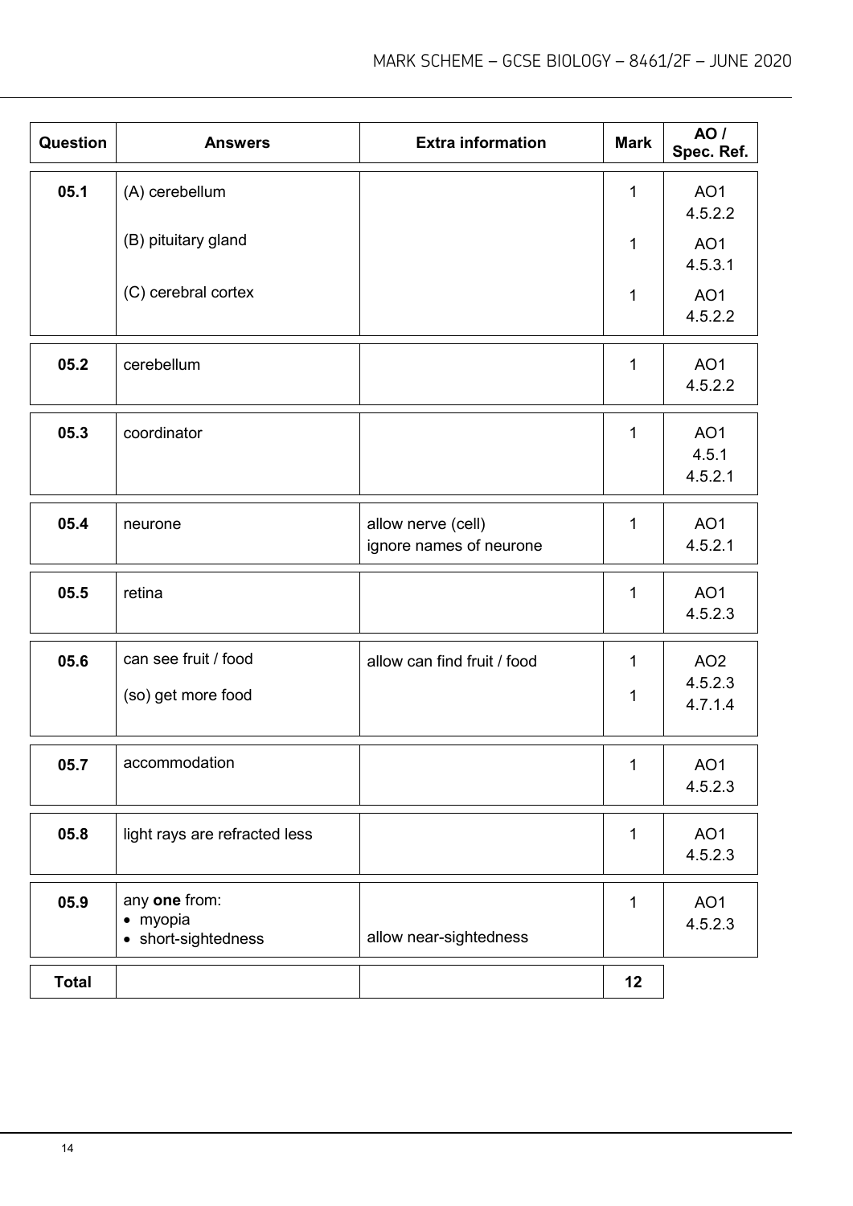| Question | Answers | Extra information | Mark | AO / Spec. Ref. |
|---|---|---|---|---|
| 05.1 | (A) cerebellum | | 1 | AO1 4.5.2.2 |
| | (B) pituitary gland | | 1 | AO1 4.5.3.1 |
| | (C) cerebral cortex | | 1 | AO1 4.5.2.2 |
| 05.2 | cerebellum | | 1 | AO1 4.5.2.2 |
| 05.3 | coordinator | | 1 | AO1 4.5.1 4.5.2.1 |
| 05.4 | neurone | allow nerve (cell)<br>ignore names of neurone | 1 | AO1 4.5.2.1 |
| 05.5 | retina | | 1 | AO1 4.5.2.3 |
| 05.6 | can see fruit / food | allow can find fruit / food | 1 | AO2 4.5.2.3 4.7.1.4 |
| | (so) get more food | | 1 | |
| 05.7 | accommodation | | 1 | AO1 4.5.2.3 |
| 05.8 | light rays are refracted less | | 1 | AO1 4.5.2.3 |
| 05.9 | any **one** from:<br>• myopia<br>• short-sightedness | allow near-sightedness | 1 | AO1 4.5.2.3 |
| **Total** | | | **12** | |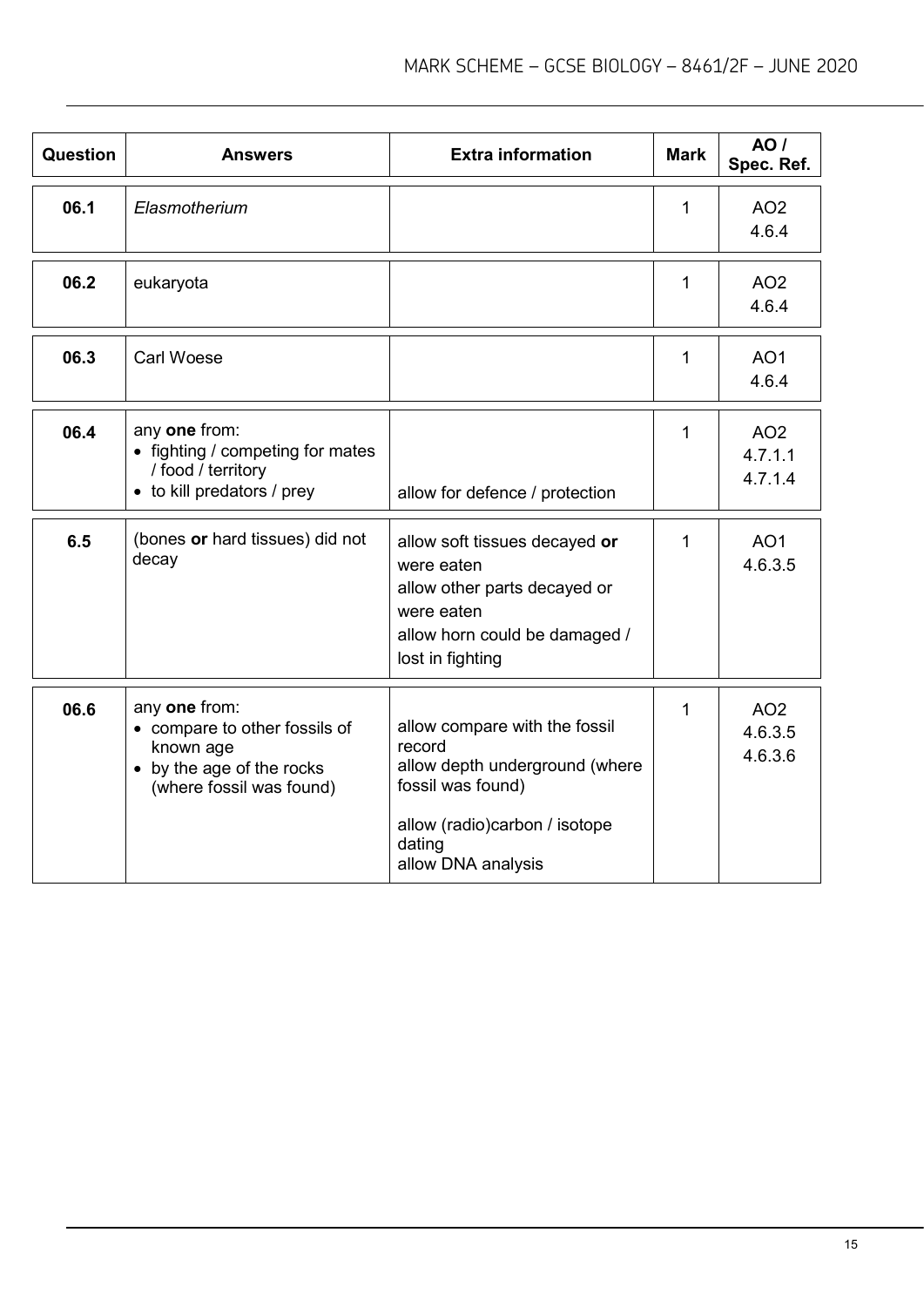| Question | Answers | Extra information | Mark | AO / Spec. Ref. |
|---|---|---|---|---|
| 06.1 | *Elasmotherium* | | 1 | AO2<br>4.6.4 |
| 06.2 | eukaryota | | 1 | AO2<br>4.6.4 |
| 06.3 | Carl Woese | | 1 | AO1<br>4.6.4 |
| 06.4 | any **one** from:<br>• fighting / competing for mates / food / territory<br>• to kill predators / prey | allow for defence / protection | 1 | AO2<br>4.7.1.1<br>4.7.1.4 |
| 6.5 | (bones **or** hard tissues) did not decay | allow soft tissues decayed **or** were eaten<br>allow other parts decayed or were eaten<br>allow horn could be damaged / lost in fighting | 1 | AO1<br>4.6.3.5 |
| 06.6 | any **one** from:<br>• compare to other fossils of known age<br>• by the age of the rocks (where fossil was found) | allow compare with the fossil record<br>allow depth underground (where fossil was found)<br>allow (radio)carbon / isotope dating<br>allow DNA analysis | 1 | AO2<br>4.6.3.5<br>4.6.3.6 |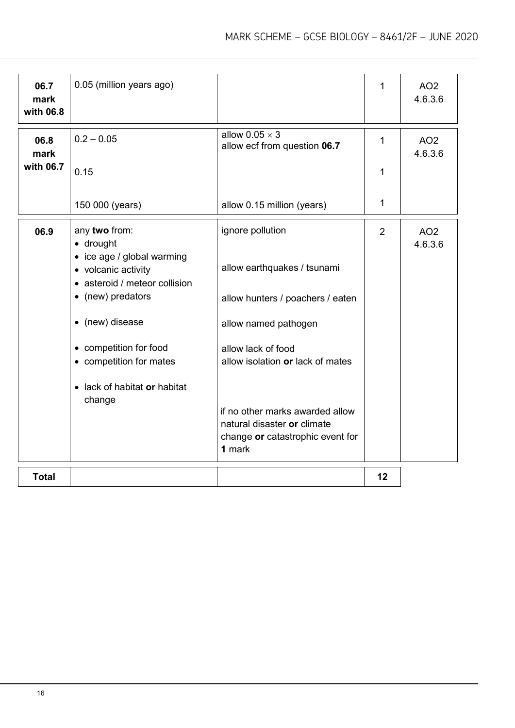| Question | Answers | Extra information | Mark | AO / Spec. ref. |
|---|---|---|---|---|
| **06.7 mark with 06.8** | 0.05 (million years ago) | | 1 | AO2 4.6.3.6 |
| **06.8 mark with 06.7** | $0.2 - 0.05$ | allow $0.05 \times 3$<br>allow ecf from question **06.7** | 1 | AO2 4.6.3.6 |
| | 0.15 | | 1 | |
| | 150 000 (years) | allow 0.15 million (years) | 1 | |
| **06.9** | any **two** from:<br>• drought<br>• ice age / global warming<br>• volcanic activity<br>• asteroid / meteor collision<br>• (new) predators<br>• (new) disease<br>• competition for food<br>• competition for mates<br>• lack of habitat **or** habitat change | ignore pollution<br><br>allow earthquakes / tsunami<br><br>allow hunters / poachers / eaten<br>allow named pathogen<br>allow lack of food<br>allow isolation **or** lack of mates<br><br>if no other marks awarded allow natural disaster **or** climate change **or** catastrophic event for **1** mark | 2 | AO2 4.6.3.6 |
| **Total** | | | **12** | |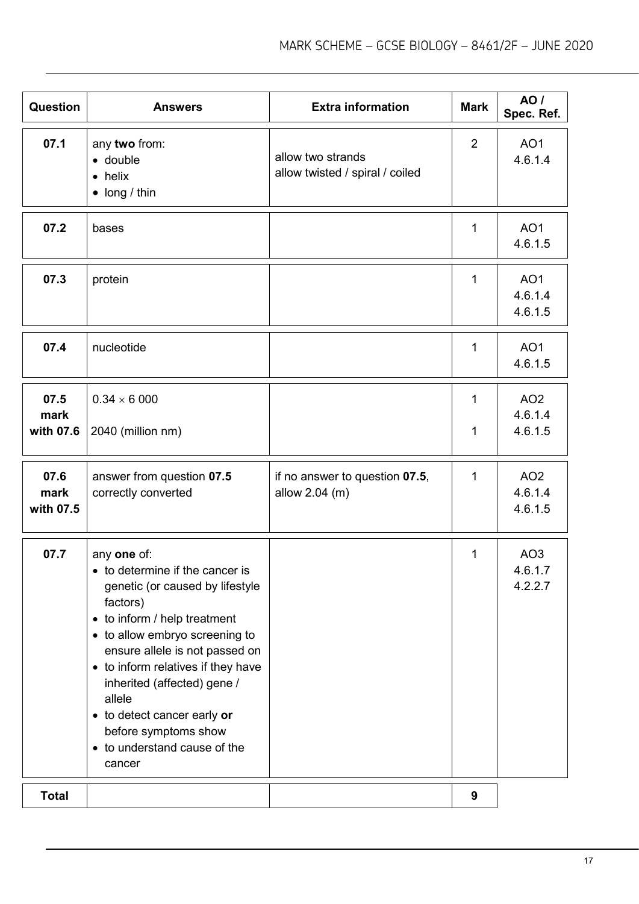| Question | Answers | Extra information | Mark | AO / Spec. Ref. |
|---|---|---|---|---|
| 07.1 | any **two** from:<br>• double<br>• helix<br>• long / thin | allow two strands<br>allow twisted / spiral / coiled | 2 | AO1<br>4.6.1.4 |
| 07.2 | bases | | 1 | AO1<br>4.6.1.5 |
| 07.3 | protein | | 1 | AO1<br>4.6.1.4<br>4.6.1.5 |
| 07.4 | nucleotide | | 1 | AO1<br>4.6.1.5 |
| 07.5<br>**mark with 07.6** | $0.34 \times 6\,000$<br><br>2040 (million nm) | | 1<br><br>1 | AO2<br>4.6.1.4<br>4.6.1.5 |
| 07.6<br>**mark with 07.5** | answer from question **07.5** correctly converted | if no answer to question **07.5**, allow 2.04 (m) | 1 | AO2<br>4.6.1.4<br>4.6.1.5 |
| 07.7 | any **one** of:<br>• to determine if the cancer is genetic (or caused by lifestyle factors)<br>• to inform / help treatment<br>• to allow embryo screening to ensure allele is not passed on<br>• to inform relatives if they have inherited (affected) gene / allele<br>• to detect cancer early **or** before symptoms show<br>• to understand cause of the cancer | | 1 | AO3<br>4.6.1.7<br>4.2.2.7 |
| **Total** | | | **9** | |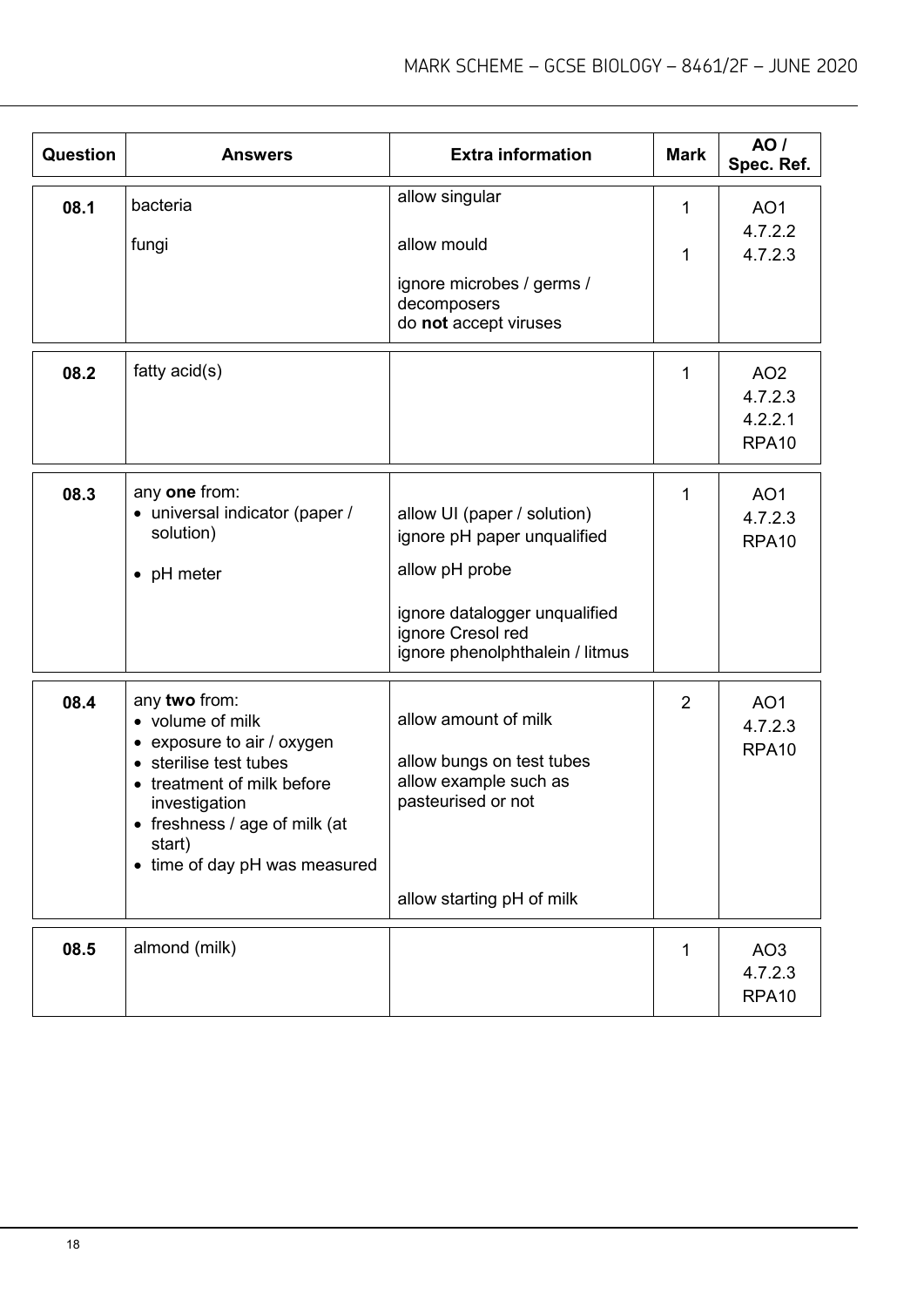| Question | Answers | Extra information | Mark | AO / Spec. Ref. |
|---|---|---|---|---|
| **08.1** | bacteria<br><br>fungi | allow singular<br><br>allow mould<br><br>ignore microbes / germs / decomposers<br>do **not** accept viruses | 1<br><br>1 | AO1<br>4.7.2.2<br>4.7.2.3 |
| **08.2** | fatty acid(s) | | 1 | AO2<br>4.7.2.3<br>4.2.2.1<br>RPA10 |
| **08.3** | any **one** from:<br>• universal indicator (paper / solution)<br>• pH meter | allow UI (paper / solution)<br>ignore pH paper unqualified<br>allow pH probe<br><br>ignore datalogger unqualified<br>ignore Cresol red<br>ignore phenolphthalein / litmus | 1 | AO1<br>4.7.2.3<br>RPA10 |
| **08.4** | any **two** from:<br>• volume of milk<br>• exposure to air / oxygen<br>• sterilise test tubes<br>• treatment of milk before investigation<br>• freshness / age of milk (at start)<br>• time of day pH was measured | allow amount of milk<br><br>allow bungs on test tubes<br>allow example such as pasteurised or not<br><br><br>allow starting pH of milk | 2 | AO1<br>4.7.2.3<br>RPA10 |
| **08.5** | almond (milk) | | 1 | AO3<br>4.7.2.3<br>RPA10 |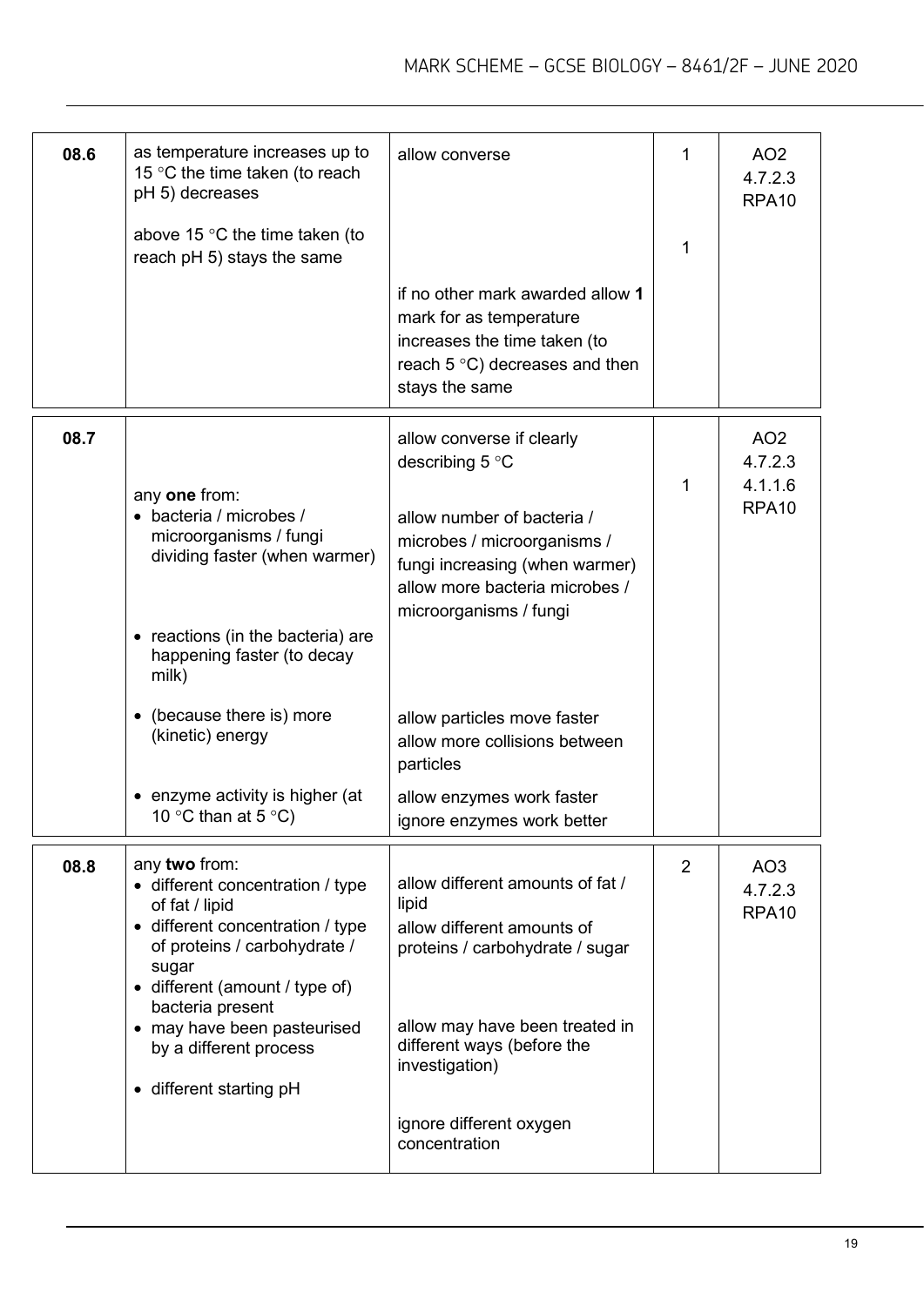| Question | Answers | Extra information | Mark | AO / Spec. Ref. |
|---|---|---|---|---|
| 08.6 | as temperature increases up to 15 °C the time taken (to reach pH 5) decreases | allow converse | 1 | AO2<br>4.7.2.3<br>RPA10 |
| | above 15 °C the time taken (to reach pH 5) stays the same | | 1 | |
| | | if no other mark awarded allow **1** mark for as temperature increases the time taken (to reach 5 °C) decreases and then stays the same | | |
| 08.7 | | allow converse if clearly describing 5 °C | 1 | AO2<br>4.7.2.3<br>4.1.1.6<br>RPA10 |
| | any **one** from:<br>• bacteria / microbes / microorganisms / fungi dividing faster (when warmer) | allow number of bacteria / microbes / microorganisms / fungi increasing (when warmer)<br>allow more bacteria microbes / microorganisms / fungi | | |
| | • reactions (in the bacteria) are happening faster (to decay milk) | | | |
| | • (because there is) more (kinetic) energy | allow particles move faster<br>allow more collisions between particles | | |
| | • enzyme activity is higher (at 10 °C than at 5 °C) | allow enzymes work faster<br>ignore enzymes work better | | |
| 08.8 | any **two** from:<br>• different concentration / type of fat / lipid<br>• different concentration / type of proteins / carbohydrate / sugar | allow different amounts of fat / lipid<br>allow different amounts of proteins / carbohydrate / sugar | 2 | AO3<br>4.7.2.3<br>RPA10 |
| | • different (amount / type of) bacteria present<br>• may have been pasteurised by a different process | allow may have been treated in different ways (before the investigation) | | |
| | • different starting pH | | | |
| | | ignore different oxygen concentration | | |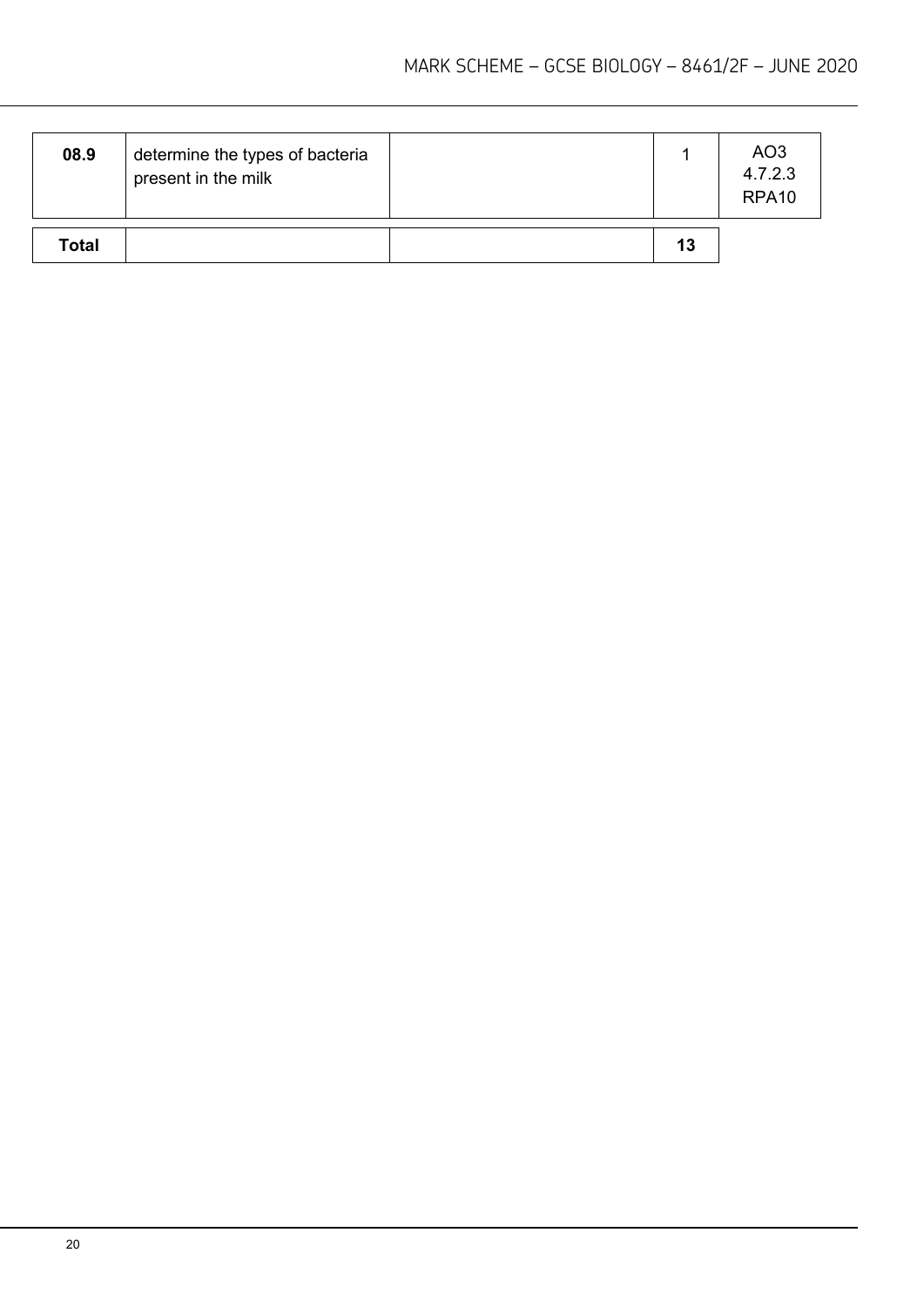| 08.9 | determine the types of bacteria present in the milk | | 1 | AO3<br>4.7.2.3<br>RPA10 |
|---|---|---|---|---|
| **Total** | | | **13** | |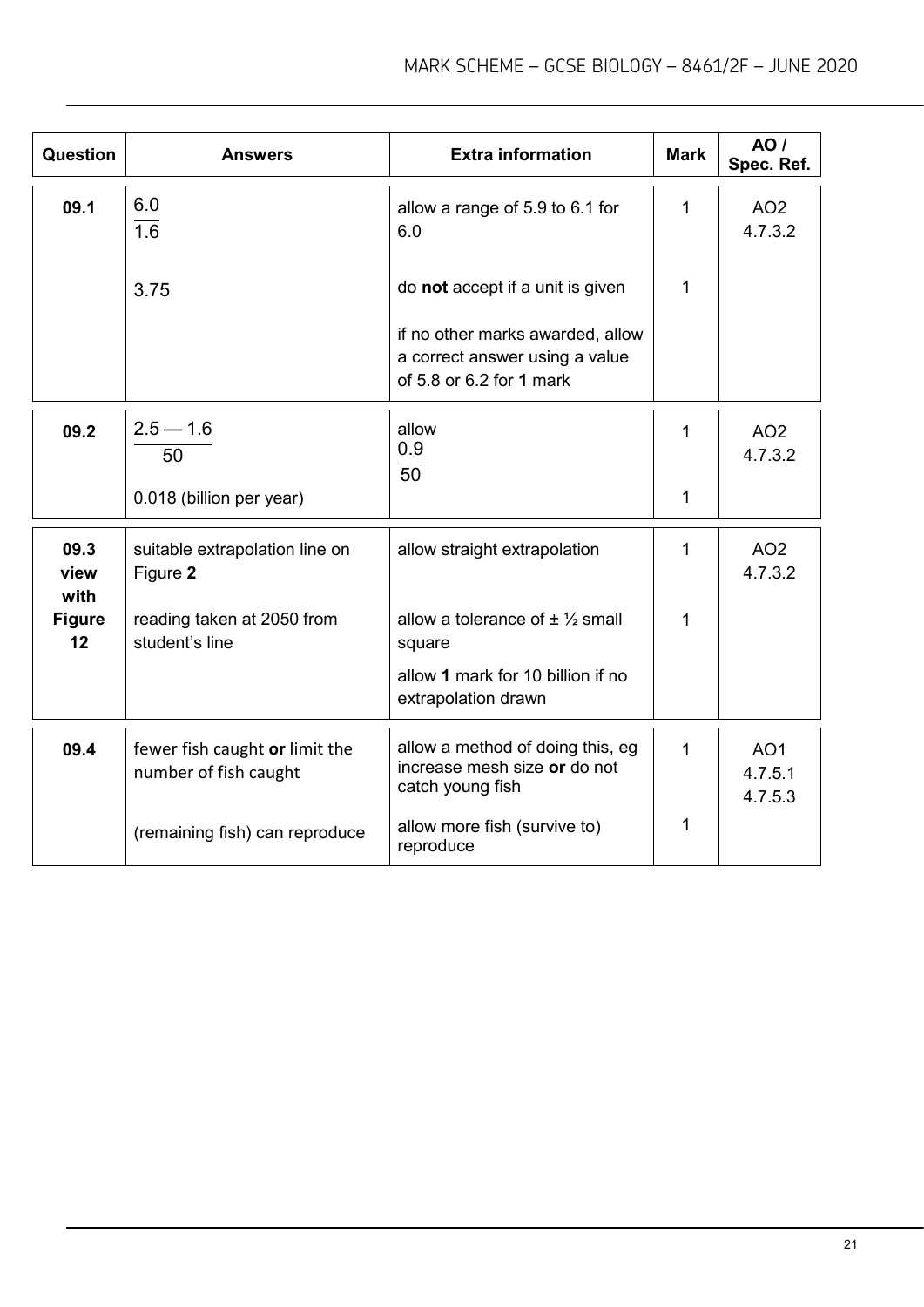| Question | Answers | Extra information | Mark | AO / Spec. Ref. |
|---|---|---|---|---|
| 09.1 | $\frac{6.0}{1.6}$ | allow a range of 5.9 to 6.1 for 6.0 | 1 | AO2 4.7.3.2 |
| | 3.75 | do **not** accept if a unit is given | 1 | |
| | | if no other marks awarded, allow a correct answer using a value of 5.8 or 6.2 for **1** mark | | |
| 09.2 | $\frac{2.5 - 1.6}{50}$ | allow $\frac{0.9}{50}$ | 1 | AO2 4.7.3.2 |
| | 0.018 (billion per year) | | 1 | |
| 09.3 view with **Figure 12** | suitable extrapolation line on Figure **2** | allow straight extrapolation | 1 | AO2 4.7.3.2 |
| | reading taken at 2050 from student's line | allow a tolerance of ± ½ small square | 1 | |
| | | allow **1** mark for 10 billion if no extrapolation drawn | | |
| 09.4 | fewer fish caught **or** limit the number of fish caught | allow a method of doing this, eg increase mesh size **or** do not catch young fish | 1 | AO1 4.7.5.1 4.7.5.3 |
| | (remaining fish) can reproduce | allow more fish (survive to) reproduce | 1 | |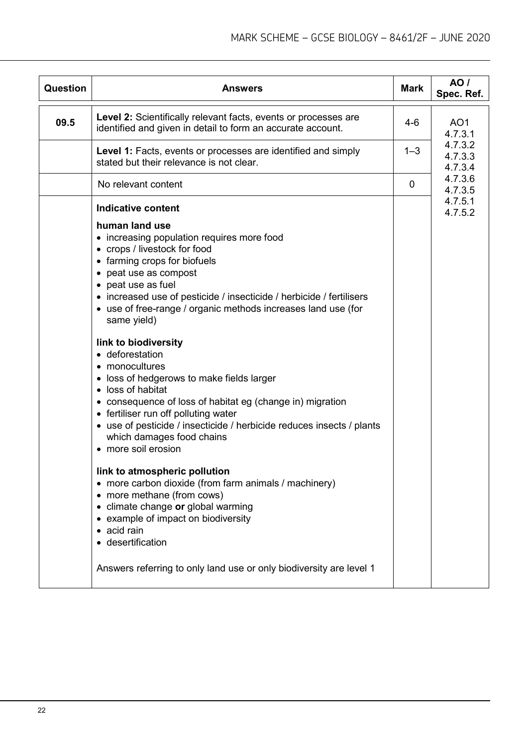| Question | Answers | Mark | AO / Spec. Ref. |
|---|---|---|---|
| 09.5 | **Level 2:** Scientifically relevant facts, events or processes are identified and given in detail to form an accurate account. | 4-6 | AO1<br>4.7.3.1<br>4.7.3.2<br>4.7.3.3<br>4.7.3.4<br>4.7.3.6<br>4.7.3.5<br>4.7.5.1<br>4.7.5.2 |
| | **Level 1:** Facts, events or processes are identified and simply stated but their relevance is not clear. | 1–3 | |
| | No relevant content | 0 | |
| | **Indicative content**<br><br>**human land use**<br>• increasing population requires more food<br>• crops / livestock for food<br>• farming crops for biofuels<br>• peat use as compost<br>• peat use as fuel<br>• increased use of pesticide / insecticide / herbicide / fertilisers<br>• use of free-range / organic methods increases land use (for same yield)<br><br>**link to biodiversity**<br>• deforestation<br>• monocultures<br>• loss of hedgerows to make fields larger<br>• loss of habitat<br>• consequence of loss of habitat eg (change in) migration<br>• fertiliser run off polluting water<br>• use of pesticide / insecticide / herbicide reduces insects / plants which damages food chains<br>• more soil erosion<br><br>**link to atmospheric pollution**<br>• more carbon dioxide (from farm animals / machinery)<br>• more methane (from cows)<br>• climate change **or** global warming<br>• example of impact on biodiversity<br>• acid rain<br>• desertification<br><br>Answers referring to only land use or only biodiversity are level 1 | | |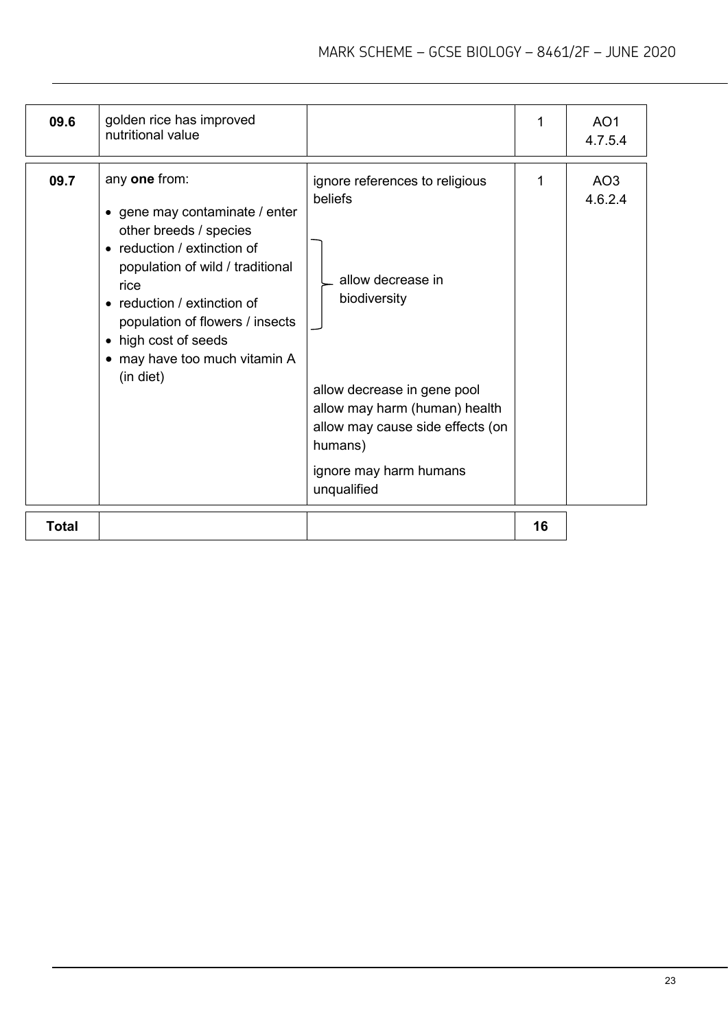| | | | | |
|---|---|---|---|---|
| 09.6 | golden rice has improved nutritional value | | 1 | AO1<br>4.7.5.4 |
| 09.7 | any **one** from:<br>• gene may contaminate / enter other breeds / species<br>• reduction / extinction of population of wild / traditional rice<br>• reduction / extinction of population of flowers / insects<br>• high cost of seeds<br>• may have too much vitamin A (in diet) | ignore references to religious beliefs<br><br>allow decrease in biodiversity (for reduction / extinction of population of wild / traditional rice and reduction / extinction of population of flowers / insects)<br><br>allow decrease in gene pool<br>allow may harm (human) health<br>allow may cause side effects (on humans)<br><br>ignore may harm humans unqualified | 1 | AO3<br>4.6.2.4 |
| **Total** | | | **16** | |